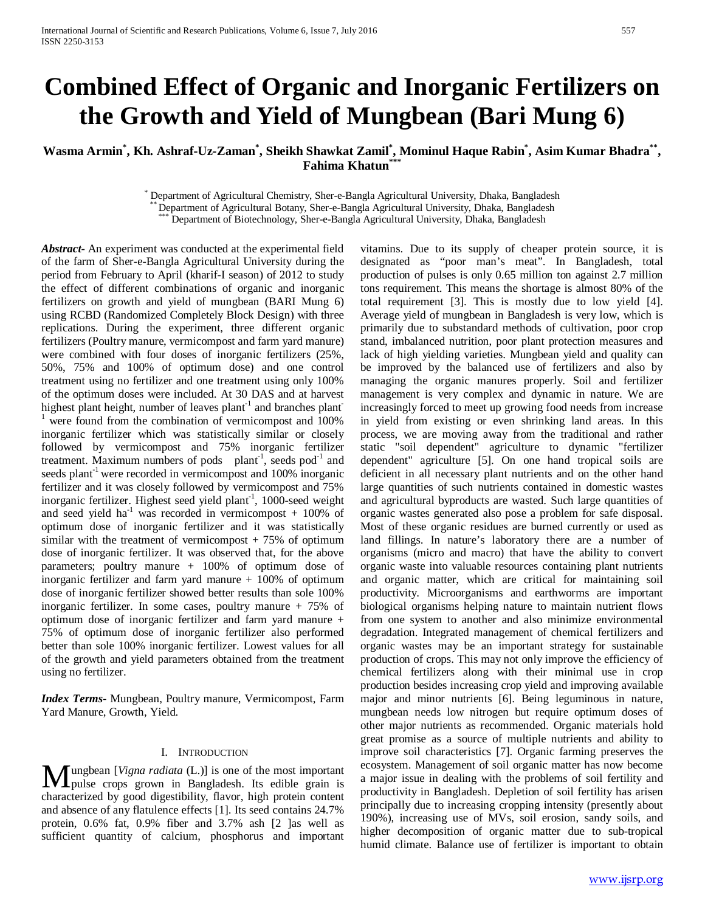# Combined Effect of Organic and Inorganic Fertilizers on the Growth and Yield of Mungbean (Bari Mung 6)

**Wasma Armin[*], Kh. Ashraf-Uz-Zaman[*], Sheikh Shawkat Zamil[*], Mominul Haque Rabin[*], Asim Kumar Bhadra[**], Fahima Khatun[***]**

[*] Department of Agricultural Chemistry, Sher-e-Bangla Agricultural University, Dhaka, Bangladesh
[**] Department of Agricultural Botany, Sher-e-Bangla Agricultural University, Dhaka, Bangladesh
[***] Department of Biotechnology, Sher-e-Bangla Agricultural University, Dhaka, Bangladesh

***Abstract***- An experiment was conducted at the experimental field of the farm of Sher-e-Bangla Agricultural University during the period from February to April (kharif-I season) of 2012 to study the effect of different combinations of organic and inorganic fertilizers on growth and yield of mungbean (BARI Mung 6) using RCBD (Randomized Completely Block Design) with three replications. During the experiment, three different organic fertilizers (Poultry manure, vermicompost and farm yard manure) were combined with four doses of inorganic fertilizers (25%, 50%, 75% and 100% of optimum dose) and one control treatment using no fertilizer and one treatment using only 100% of the optimum doses were included. At 30 DAS and at harvest highest plant height, number of leaves plant$^{-1}$ and branches plant$^{-1}$ were found from the combination of vermicompost and 100% inorganic fertilizer which was statistically similar or closely followed by vermicompost and 75% inorganic fertilizer treatment. Maximum numbers of pods plant$^{-1}$, seeds pod$^{-1}$ and seeds plant$^{-1}$ were recorded in vermicompost and 100% inorganic fertilizer and it was closely followed by vermicompost and 75% inorganic fertilizer. Highest seed yield plant$^{-1}$, 1000-seed weight and seed yield ha$^{-1}$ was recorded in vermicompost + 100% of optimum dose of inorganic fertilizer and it was statistically similar with the treatment of vermicompost + 75% of optimum dose of inorganic fertilizer. It was observed that, for the above parameters; poultry manure + 100% of optimum dose of inorganic fertilizer and farm yard manure + 100% of optimum dose of inorganic fertilizer showed better results than sole 100% inorganic fertilizer. In some cases, poultry manure + 75% of optimum dose of inorganic fertilizer and farm yard manure + 75% of optimum dose of inorganic fertilizer also performed better than sole 100% inorganic fertilizer. Lowest values for all of the growth and yield parameters obtained from the treatment using no fertilizer.

***Index Terms***- Mungbean, Poultry manure, Vermicompost, Farm Yard Manure, Growth, Yield.

## I. Introduction

Mungbean [*Vigna radiata* (L.)] is one of the most important pulse crops grown in Bangladesh. Its edible grain is characterized by good digestibility, flavor, high protein content and absence of any flatulence effects [1]. Its seed contains 24.7% protein, 0.6% fat, 0.9% fiber and 3.7% ash [2 ]as well as sufficient quantity of calcium, phosphorus and important vitamins. Due to its supply of cheaper protein source, it is designated as "poor man's meat". In Bangladesh, total production of pulses is only 0.65 million ton against 2.7 million tons requirement. This means the shortage is almost 80% of the total requirement [3]. This is mostly due to low yield [4]. Average yield of mungbean in Bangladesh is very low, which is primarily due to substandard methods of cultivation, poor crop stand, imbalanced nutrition, poor plant protection measures and lack of high yielding varieties. Mungbean yield and quality can be improved by the balanced use of fertilizers and also by managing the organic manures properly. Soil and fertilizer management is very complex and dynamic in nature. We are increasingly forced to meet up growing food needs from increase in yield from existing or even shrinking land areas. In this process, we are moving away from the traditional and rather static "soil dependent" agriculture to dynamic "fertilizer dependent" agriculture [5]. On one hand tropical soils are deficient in all necessary plant nutrients and on the other hand large quantities of such nutrients contained in domestic wastes and agricultural byproducts are wasted. Such large quantities of organic wastes generated also pose a problem for safe disposal. Most of these organic residues are burned currently or used as land fillings. In nature's laboratory there are a number of organisms (micro and macro) that have the ability to convert organic waste into valuable resources containing plant nutrients and organic matter, which are critical for maintaining soil productivity. Microorganisms and earthworms are important biological organisms helping nature to maintain nutrient flows from one system to another and also minimize environmental degradation. Integrated management of chemical fertilizers and organic wastes may be an important strategy for sustainable production of crops. This may not only improve the efficiency of chemical fertilizers along with their minimal use in crop production besides increasing crop yield and improving available major and minor nutrients [6]. Being leguminous in nature, mungbean needs low nitrogen but require optimum doses of other major nutrients as recommended. Organic materials hold great promise as a source of multiple nutrients and ability to improve soil characteristics [7]. Organic farming preserves the ecosystem. Management of soil organic matter has now become a major issue in dealing with the problems of soil fertility and productivity in Bangladesh. Depletion of soil fertility has arisen principally due to increasing cropping intensity (presently about 190%), increasing use of MVs, soil erosion, sandy soils, and higher decomposition of organic matter due to sub-tropical humid climate. Balance use of fertilizer is important to obtain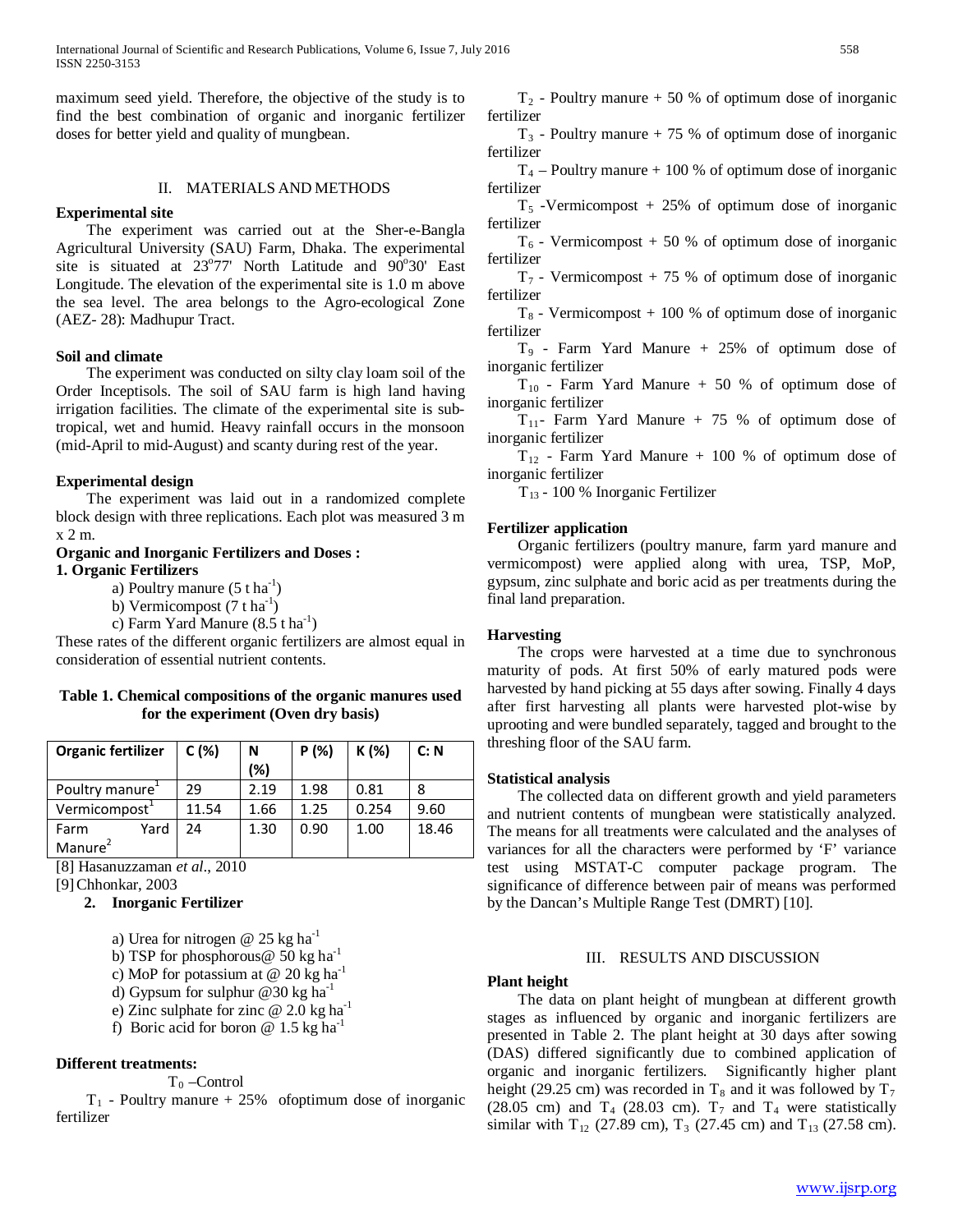maximum seed yield. Therefore, the objective of the study is to find the best combination of organic and inorganic fertilizer doses for better yield and quality of mungbean.

## II. MATERIALS AND METHODS

**Experimental site**

The experiment was carried out at the Sher-e-Bangla Agricultural University (SAU) Farm, Dhaka. The experimental site is situated at 23°77' North Latitude and 90°30' East Longitude. The elevation of the experimental site is 1.0 m above the sea level. The area belongs to the Agro-ecological Zone (AEZ- 28): Madhupur Tract.

**Soil and climate**

The experiment was conducted on silty clay loam soil of the Order Inceptisols. The soil of SAU farm is high land having irrigation facilities. The climate of the experimental site is sub-tropical, wet and humid. Heavy rainfall occurs in the monsoon (mid-April to mid-August) and scanty during rest of the year.

**Experimental design**

The experiment was laid out in a randomized complete block design with three replications. Each plot was measured 3 m x 2 m.

**Organic and Inorganic Fertilizers and Doses :**

**1. Organic Fertilizers**

a) Poultry manure (5 t $ha^{-1}$)
b) Vermicompost (7 t $ha^{-1}$)
c) Farm Yard Manure (8.5 t $ha^{-1}$)

These rates of the different organic fertilizers are almost equal in consideration of essential nutrient contents.

**Table 1. Chemical compositions of the organic manures used for the experiment (Oven dry basis)**

| Organic fertilizer | C (%) | N (%) | P (%) | K (%) | C: N |
|---|---|---|---|---|---|
| Poultry manure[1] | 29 | 2.19 | 1.98 | 0.81 | 8 |
| Vermicompost[1] | 11.54 | 1.66 | 1.25 | 0.254 | 9.60 |
| Farm Yard Manure[2] | 24 | 1.30 | 0.90 | 1.00 | 18.46 |

[8] Hasanuzzaman *et al*., 2010
[9] Chhonkar, 2003

**2. Inorganic Fertilizer**

a) Urea for nitrogen @ 25 kg $ha^{-1}$
b) TSP for phosphorous@ 50 kg $ha^{-1}$
c) MoP for potassium at @ 20 kg $ha^{-1}$
d) Gypsum for sulphur @30 kg $ha^{-1}$
e) Zinc sulphate for zinc @ 2.0 kg $ha^{-1}$
f) Boric acid for boron @ 1.5 kg $ha^{-1}$

**Different treatments:**

$T_0$ –Control
$T_1$ - Poultry manure + 25% ofoptimum dose of inorganic fertilizer
$T_2$ - Poultry manure + 50 % of optimum dose of inorganic fertilizer
$T_3$ - Poultry manure + 75 % of optimum dose of inorganic fertilizer
$T_4$ – Poultry manure + 100 % of optimum dose of inorganic fertilizer
$T_5$ -Vermicompost + 25% of optimum dose of inorganic fertilizer
$T_6$ - Vermicompost + 50 % of optimum dose of inorganic fertilizer
$T_7$ - Vermicompost + 75 % of optimum dose of inorganic fertilizer
$T_8$ - Vermicompost + 100 % of optimum dose of inorganic fertilizer
$T_9$ - Farm Yard Manure + 25% of optimum dose of inorganic fertilizer
$T_{10}$ - Farm Yard Manure + 50 % of optimum dose of inorganic fertilizer
$T_{11}$- Farm Yard Manure + 75 % of optimum dose of inorganic fertilizer
$T_{12}$ - Farm Yard Manure + 100 % of optimum dose of inorganic fertilizer
$T_{13}$ - 100 % Inorganic Fertilizer

**Fertilizer application**

Organic fertilizers (poultry manure, farm yard manure and vermicompost) were applied along with urea, TSP, MoP, gypsum, zinc sulphate and boric acid as per treatments during the final land preparation.

**Harvesting**

The crops were harvested at a time due to synchronous maturity of pods. At first 50% of early matured pods were harvested by hand picking at 55 days after sowing. Finally 4 days after first harvesting all plants were harvested plot-wise by uprooting and were bundled separately, tagged and brought to the threshing floor of the SAU farm.

**Statistical analysis**

The collected data on different growth and yield parameters and nutrient contents of mungbean were statistically analyzed. The means for all treatments were calculated and the analyses of variances for all the characters were performed by 'F' variance test using MSTAT-C computer package program. The significance of difference between pair of means was performed by the Dancan's Multiple Range Test (DMRT) [10].

## III. RESULTS AND DISCUSSION

**Plant height**

The data on plant height of mungbean at different growth stages as influenced by organic and inorganic fertilizers are presented in Table 2. The plant height at 30 days after sowing (DAS) differed significantly due to combined application of organic and inorganic fertilizers. Significantly higher plant height (29.25 cm) was recorded in $T_8$ and it was followed by $T_7$ (28.05 cm) and $T_4$ (28.03 cm). $T_7$ and $T_4$ were statistically similar with $T_{12}$ (27.89 cm), $T_3$ (27.45 cm) and $T_{13}$ (27.58 cm).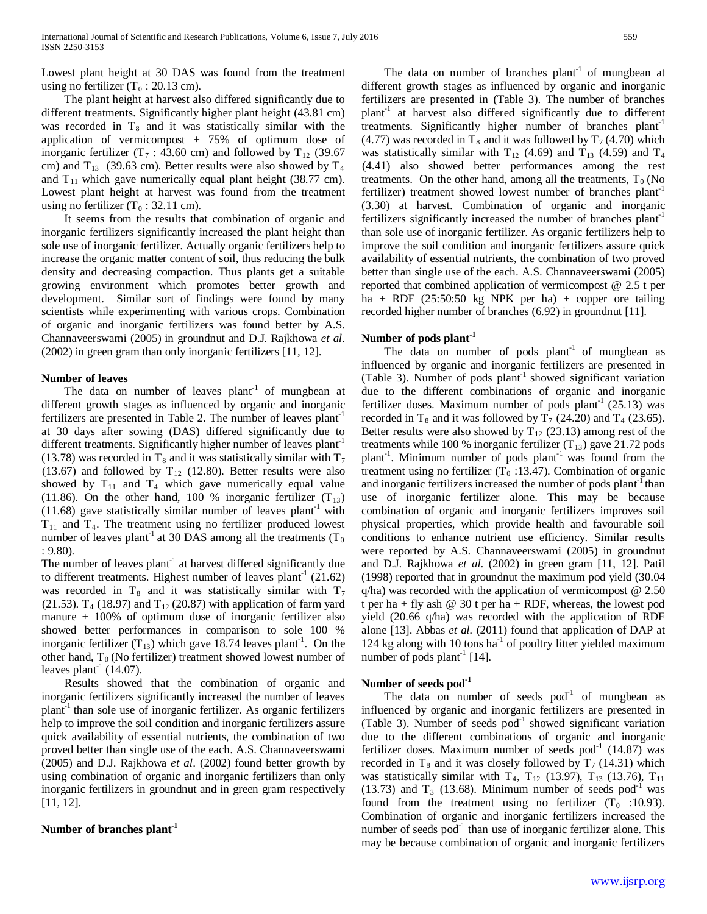Lowest plant height at 30 DAS was found from the treatment using no fertilizer ($T_0$ : 20.13 cm).

The plant height at harvest also differed significantly due to different treatments. Significantly higher plant height (43.81 cm) was recorded in $T_8$ and it was statistically similar with the application of vermicompost + 75% of optimum dose of inorganic fertilizer ($T_7$ : 43.60 cm) and followed by $T_{12}$ (39.67 cm) and $T_{13}$ (39.63 cm). Better results were also showed by $T_4$ and $T_{11}$ which gave numerically equal plant height (38.77 cm). Lowest plant height at harvest was found from the treatment using no fertilizer ($T_0$ : 32.11 cm).

It seems from the results that combination of organic and inorganic fertilizers significantly increased the plant height than sole use of inorganic fertilizer. Actually organic fertilizers help to increase the organic matter content of soil, thus reducing the bulk density and decreasing compaction. Thus plants get a suitable growing environment which promotes better growth and development. Similar sort of findings were found by many scientists while experimenting with various crops. Combination of organic and inorganic fertilizers was found better by A.S. Channaveerswami (2005) in groundnut and D.J. Rajkhowa *et al*. (2002) in green gram than only inorganic fertilizers [11, 12].

**Number of leaves**

The data on number of leaves plant$^{-1}$ of mungbean at different growth stages as influenced by organic and inorganic fertilizers are presented in Table 2. The number of leaves plant$^{-1}$ at 30 days after sowing (DAS) differed significantly due to different treatments. Significantly higher number of leaves plant$^{-1}$ (13.78) was recorded in $T_8$ and it was statistically similar with $T_7$ (13.67) and followed by $T_{12}$ (12.80). Better results were also showed by $T_{11}$ and $T_4$ which gave numerically equal value (11.86). On the other hand, 100 % inorganic fertilizer ($T_{13}$) (11.68) gave statistically similar number of leaves plant$^{-1}$ with $T_{11}$ and $T_4$. The treatment using no fertilizer produced lowest number of leaves plant$^{-1}$ at 30 DAS among all the treatments ($T_0$ : 9.80).

The number of leaves plant$^{-1}$ at harvest differed significantly due to different treatments. Highest number of leaves plant$^{-1}$ (21.62) was recorded in $T_8$ and it was statistically similar with $T_7$ (21.53). $T_4$ (18.97) and $T_{12}$ (20.87) with application of farm yard manure + 100% of optimum dose of inorganic fertilizer also showed better performances in comparison to sole 100 % inorganic fertilizer ($T_{13}$) which gave 18.74 leaves plant$^{-1}$. On the other hand, $T_0$ (No fertilizer) treatment showed lowest number of leaves plant$^{-1}$ (14.07).

Results showed that the combination of organic and inorganic fertilizers significantly increased the number of leaves plant$^{-1}$ than sole use of inorganic fertilizer. As organic fertilizers help to improve the soil condition and inorganic fertilizers assure quick availability of essential nutrients, the combination of two proved better than single use of the each. A.S. Channaveerswami (2005) and D.J. Rajkhowa *et al*. (2002) found better growth by using combination of organic and inorganic fertilizers than only inorganic fertilizers in groundnut and in green gram respectively [11, 12].

**Number of branches plant$^{-1}$**

The data on number of branches plant$^{-1}$ of mungbean at different growth stages as influenced by organic and inorganic fertilizers are presented in (Table 3). The number of branches plant$^{-1}$ at harvest also differed significantly due to different treatments. Significantly higher number of branches plant$^{-1}$ (4.77) was recorded in $T_8$ and it was followed by $T_7$ (4.70) which was statistically similar with $T_{12}$ (4.69) and $T_{13}$ (4.59) and $T_4$ (4.41) also showed better performances among the rest treatments. On the other hand, among all the treatments, $T_0$ (No fertilizer) treatment showed lowest number of branches plant$^{-1}$ (3.30) at harvest. Combination of organic and inorganic fertilizers significantly increased the number of branches plant$^{-1}$ than sole use of inorganic fertilizer. As organic fertilizers help to improve the soil condition and inorganic fertilizers assure quick availability of essential nutrients, the combination of two proved better than single use of the each. A.S. Channaveerswami (2005) reported that combined application of vermicompost @ 2.5 t per ha + RDF (25:50:50 kg NPK per ha) + copper ore tailing recorded higher number of branches (6.92) in groundnut [11].

**Number of pods plant$^{-1}$**

The data on number of pods plant$^{-1}$ of mungbean as influenced by organic and inorganic fertilizers are presented in (Table 3). Number of pods plant$^{-1}$ showed significant variation due to the different combinations of organic and inorganic fertilizer doses. Maximum number of pods plant$^{-1}$ (25.13) was recorded in $T_8$ and it was followed by $T_7$ (24.20) and $T_4$ (23.65). Better results were also showed by $T_{12}$ (23.13) among rest of the treatments while 100 % inorganic fertilizer ($T_{13}$) gave 21.72 pods plant$^{-1}$. Minimum number of pods plant$^{-1}$ was found from the treatment using no fertilizer ($T_0$ :13.47). Combination of organic and inorganic fertilizers increased the number of pods plant$^{-1}$ than use of inorganic fertilizer alone. This may be because combination of organic and inorganic fertilizers improves soil physical properties, which provide health and favourable soil conditions to enhance nutrient use efficiency. Similar results were reported by A.S. Channaveerswami (2005) in groundnut and D.J. Rajkhowa *et al.* (2002) in green gram [11, 12]. Patil (1998) reported that in groundnut the maximum pod yield (30.04 q/ha) was recorded with the application of vermicompost @ 2.50 t per ha + fly ash @ 30 t per ha + RDF, whereas, the lowest pod yield (20.66 q/ha) was recorded with the application of RDF alone [13]. Abbas *et al.* (2011) found that application of DAP at 124 kg along with 10 tons ha$^{-1}$ of poultry litter yielded maximum number of pods plant$^{-1}$ [14].

**Number of seeds pod$^{-1}$**

The data on number of seeds pod$^{-1}$ of mungbean as influenced by organic and inorganic fertilizers are presented in (Table 3). Number of seeds pod$^{-1}$ showed significant variation due to the different combinations of organic and inorganic fertilizer doses. Maximum number of seeds pod$^{-1}$ (14.87) was recorded in $T_8$ and it was closely followed by $T_7$ (14.31) which was statistically similar with $T_4$, $T_{12}$ (13.97), $T_{13}$ (13.76), $T_{11}$ (13.73) and $T_3$ (13.68). Minimum number of seeds pod$^{-1}$ was found from the treatment using no fertilizer ($T_0$ :10.93). Combination of organic and inorganic fertilizers increased the number of seeds pod$^{-1}$ than use of inorganic fertilizer alone. This may be because combination of organic and inorganic fertilizers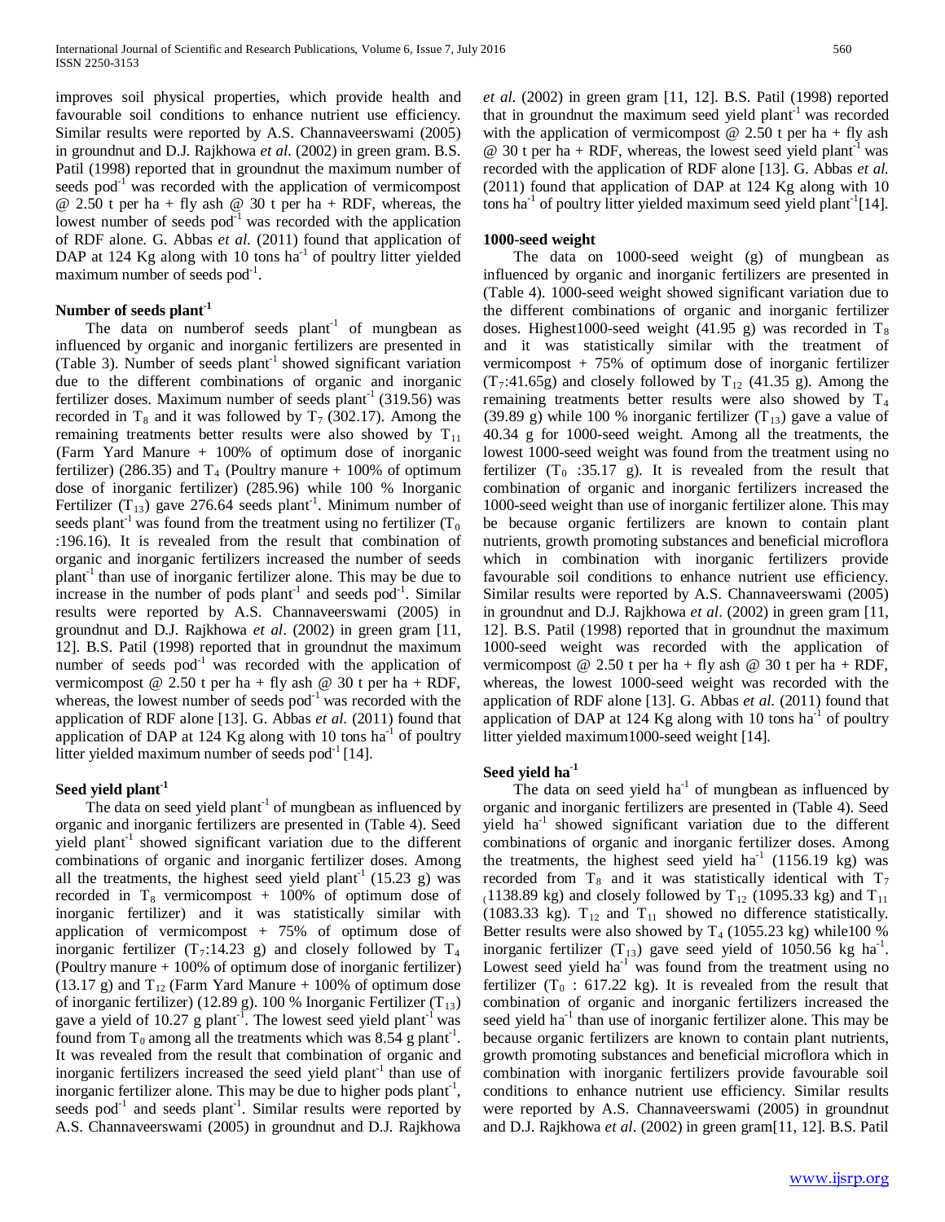improves soil physical properties, which provide health and favourable soil conditions to enhance nutrient use efficiency. Similar results were reported by A.S. Channaveerswami (2005) in groundnut and D.J. Rajkhowa *et al.* (2002) in green gram. B.S. Patil (1998) reported that in groundnut the maximum number of seeds pod$^{-1}$ was recorded with the application of vermicompost @ 2.50 t per ha + fly ash @ 30 t per ha + RDF, whereas, the lowest number of seeds pod$^{-1}$ was recorded with the application of RDF alone. G. Abbas *et al.* (2011) found that application of DAP at 124 Kg along with 10 tons ha$^{-1}$ of poultry litter yielded maximum number of seeds pod$^{-1}$.

### Number of seeds plant$^{-1}$

The data on numberof seeds plant$^{-1}$ of mungbean as influenced by organic and inorganic fertilizers are presented in (Table 3). Number of seeds plant$^{-1}$ showed significant variation due to the different combinations of organic and inorganic fertilizer doses. Maximum number of seeds plant$^{-1}$ (319.56) was recorded in $T_8$ and it was followed by $T_7$ (302.17). Among the remaining treatments better results were also showed by $T_{11}$ (Farm Yard Manure + 100% of optimum dose of inorganic fertilizer) (286.35) and $T_4$ (Poultry manure + 100% of optimum dose of inorganic fertilizer) (285.96) while 100 % Inorganic Fertilizer ($T_{13}$) gave 276.64 seeds plant$^{-1}$. Minimum number of seeds plant$^{-1}$ was found from the treatment using no fertilizer ($T_0$ :196.16). It is revealed from the result that combination of organic and inorganic fertilizers increased the number of seeds plant$^{-1}$ than use of inorganic fertilizer alone. This may be due to increase in the number of pods plant$^{-1}$ and seeds pod$^{-1}$. Similar results were reported by A.S. Channaveerswami (2005) in groundnut and D.J. Rajkhowa *et al*. (2002) in green gram [11, 12]. B.S. Patil (1998) reported that in groundnut the maximum number of seeds pod$^{-1}$ was recorded with the application of vermicompost @ 2.50 t per ha + fly ash @ 30 t per ha + RDF, whereas, the lowest number of seeds pod$^{-1}$ was recorded with the application of RDF alone [13]. G. Abbas *et al.* (2011) found that application of DAP at 124 Kg along with 10 tons ha$^{-1}$ of poultry litter yielded maximum number of seeds pod$^{-1}$ [14].

### Seed yield plant$^{-1}$

The data on seed yield plant$^{-1}$ of mungbean as influenced by organic and inorganic fertilizers are presented in (Table 4). Seed yield plant$^{-1}$ showed significant variation due to the different combinations of organic and inorganic fertilizer doses. Among all the treatments, the highest seed yield plant$^{-1}$ (15.23 g) was recorded in $T_8$ vermicompost + 100% of optimum dose of inorganic fertilizer) and it was statistically similar with application of vermicompost + 75% of optimum dose of inorganic fertilizer ($T_7$:14.23 g) and closely followed by $T_4$ (Poultry manure + 100% of optimum dose of inorganic fertilizer) (13.17 g) and $T_{12}$ (Farm Yard Manure + 100% of optimum dose of inorganic fertilizer) (12.89 g). 100 % Inorganic Fertilizer ($T_{13}$) gave a yield of 10.27 g plant$^{-1}$. The lowest seed yield plant$^{-1}$ was found from $T_0$ among all the treatments which was 8.54 g plant$^{-1}$. It was revealed from the result that combination of organic and inorganic fertilizers increased the seed yield plant$^{-1}$ than use of inorganic fertilizer alone. This may be due to higher pods plant$^{-1}$, seeds pod$^{-1}$ and seeds plant$^{-1}$. Similar results were reported by A.S. Channaveerswami (2005) in groundnut and D.J. Rajkhowa *et al.* (2002) in green gram [11, 12]. B.S. Patil (1998) reported that in groundnut the maximum seed yield plant$^{-1}$ was recorded with the application of vermicompost @ 2.50 t per ha + fly ash @ 30 t per ha + RDF, whereas, the lowest seed yield plant$^{-1}$ was recorded with the application of RDF alone [13]. G. Abbas *et al.* (2011) found that application of DAP at 124 Kg along with 10 tons ha$^{-1}$ of poultry litter yielded maximum seed yield plant$^{-1}$[14].

### 1000-seed weight

The data on 1000-seed weight (g) of mungbean as influenced by organic and inorganic fertilizers are presented in (Table 4). 1000-seed weight showed significant variation due to the different combinations of organic and inorganic fertilizer doses. Highest1000-seed weight (41.95 g) was recorded in $T_8$ and it was statistically similar with the treatment of vermicompost + 75% of optimum dose of inorganic fertilizer ($T_7$:41.65g) and closely followed by $T_{12}$ (41.35 g). Among the remaining treatments better results were also showed by $T_4$ (39.89 g) while 100 % inorganic fertilizer ($T_{13}$) gave a value of 40.34 g for 1000-seed weight. Among all the treatments, the lowest 1000-seed weight was found from the treatment using no fertilizer ($T_0$ :35.17 g). It is revealed from the result that combination of organic and inorganic fertilizers increased the 1000-seed weight than use of inorganic fertilizer alone. This may be because organic fertilizers are known to contain plant nutrients, growth promoting substances and beneficial microflora which in combination with inorganic fertilizers provide favourable soil conditions to enhance nutrient use efficiency. Similar results were reported by A.S. Channaveerswami (2005) in groundnut and D.J. Rajkhowa *et al*. (2002) in green gram [11, 12]. B.S. Patil (1998) reported that in groundnut the maximum 1000-seed weight was recorded with the application of vermicompost @ 2.50 t per ha + fly ash @ 30 t per ha + RDF, whereas, the lowest 1000-seed weight was recorded with the application of RDF alone [13]. G. Abbas *et al.* (2011) found that application of DAP at 124 Kg along with 10 tons ha$^{-1}$ of poultry litter yielded maximum1000-seed weight [14].

### Seed yield ha$^{-1}$

The data on seed yield ha$^{-1}$ of mungbean as influenced by organic and inorganic fertilizers are presented in (Table 4). Seed yield ha$^{-1}$ showed significant variation due to the different combinations of organic and inorganic fertilizer doses. Among the treatments, the highest seed yield ha$^{-1}$ (1156.19 kg) was recorded from $T_8$ and it was statistically identical with $T_7$ (1138.89 kg) and closely followed by $T_{12}$ (1095.33 kg) and $T_{11}$ (1083.33 kg). $T_{12}$ and $T_{11}$ showed no difference statistically. Better results were also showed by $T_4$ (1055.23 kg) while100 % inorganic fertilizer ($T_{13}$) gave seed yield of 1050.56 kg ha$^{-1}$. Lowest seed yield ha$^{-1}$ was found from the treatment using no fertilizer ($T_0$ : 617.22 kg). It is revealed from the result that combination of organic and inorganic fertilizers increased the seed yield ha$^{-1}$ than use of inorganic fertilizer alone. This may be because organic fertilizers are known to contain plant nutrients, growth promoting substances and beneficial microflora which in combination with inorganic fertilizers provide favourable soil conditions to enhance nutrient use efficiency. Similar results were reported by A.S. Channaveerswami (2005) in groundnut and D.J. Rajkhowa *et al*. (2002) in green gram[11, 12]. B.S. Patil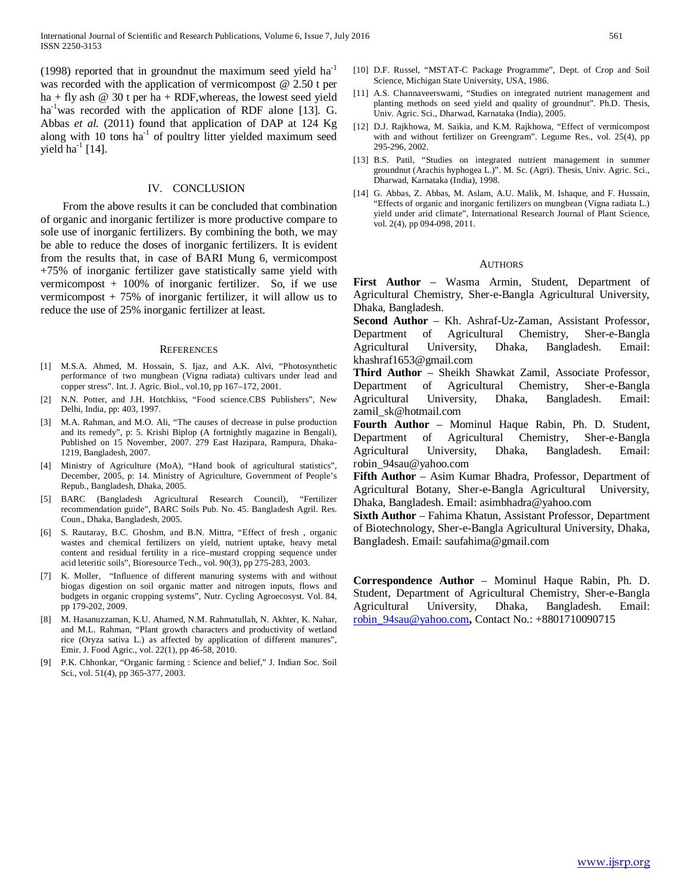(1998) reported that in groundnut the maximum seed yield $ha^{-1}$ was recorded with the application of vermicompost @ 2.50 t per ha + fly ash @ 30 t per ha + RDF,whereas, the lowest seed yield $ha^{-1}$was recorded with the application of RDF alone [13]. G. Abbas *et al.* (2011) found that application of DAP at 124 Kg along with 10 tons $ha^{-1}$ of poultry litter yielded maximum seed yield $ha^{-1}$ [14].

## IV. CONCLUSION

From the above results it can be concluded that combination of organic and inorganic fertilizer is more productive compare to sole use of inorganic fertilizers. By combining the both, we may be able to reduce the doses of inorganic fertilizers. It is evident from the results that, in case of BARI Mung 6, vermicompost +75% of inorganic fertilizer gave statistically same yield with vermicompost + 100% of inorganic fertilizer. So, if we use vermicompost + 75% of inorganic fertilizer, it will allow us to reduce the use of 25% inorganic fertilizer at least.

## REFERENCES

[1] M.S.A. Ahmed, M. Hossain, S. Ijaz, and A.K. Alvi, "Photosynthetic performance of two mungbean (Vigna radiata) cultivars under lead and copper stress". Int. J. Agric. Biol., vol.10, pp 167–172, 2001.

[2] N.N. Potter, and J.H. Hotchkiss, "Food science.CBS Publishers", New Delhi, India, pp: 403, 1997.

[3] M.A. Rahman, and M.O. Ali, "The causes of decrease in pulse production and its remedy", p: 5. Krishi Biplop (A fortnightly magazine in Bengali), Published on 15 November, 2007. 279 East Hazipara, Rampura, Dhaka-1219, Bangladesh, 2007.

[4] Ministry of Agriculture (MoA), "Hand book of agricultural statistics", December, 2005, p: 14. Ministry of Agriculture, Government of People's Repub., Bangladesh, Dhaka, 2005.

[5] BARC (Bangladesh Agricultural Research Council), "Fertilizer recommendation guide", BARC Soils Pub. No. 45. Bangladesh Agril. Res. Coun., Dhaka, Bangladesh, 2005.

[6] S. Rautaray, B.C. Ghoshm, and B.N. Mittra, "Effect of fresh , organic wastes and chemical fertilizers on yield, nutrient uptake, heavy metal content and residual fertility in a rice–mustard cropping sequence under acid leteritic soils", Bioresource Tech., vol. 90(3), pp 275-283, 2003.

[7] K. Moller, "Influence of different manuring systems with and without biogas digestion on soil organic matter and nitrogen inputs, flows and budgets in organic cropping systems", Nutr. Cycling Agroecosyst. Vol. 84, pp 179-202, 2009.

[8] M. Hasanuzzaman, K.U. Ahamed, N.M. Rahmatullah, N. Akhter, K. Nahar, and M.L. Rahman, "Plant growth characters and productivity of wetland rice (Oryza sativa L.) as affected by application of different manures", Emir. J. Food Agric., vol. 22(1), pp 46-58, 2010.

[9] P.K. Chhonkar, "Organic farming : Science and belief," J. Indian Soc. Soil Sci., vol. 51(4), pp 365-377, 2003.

[10] D.F. Russel, "MSTAT-C Package Programme", Dept. of Crop and Soil Science, Michigan State University, USA, 1986.

[11] A.S. Channaveerswami, "Studies on integrated nutrient management and planting methods on seed yield and quality of groundnut". Ph.D. Thesis, Univ. Agric. Sci., Dharwad, Karnataka (India), 2005.

[12] D.J. Rajkhowa, M. Saikia, and K.M. Rajkhowa, "Effect of vermicompost with and without fertilizer on Greengram". Legume Res., vol. 25(4), pp 295-296, 2002.

[13] B.S. Patil, "Studies on integrated nutrient management in summer groundnut (Arachis hyphogea L.)". M. Sc. (Agri). Thesis, Univ. Agric. Sci., Dharwad, Karnataka (India), 1998.

[14] G. Abbas, Z. Abbas, M. Aslam, A.U. Malik, M. Ishaque, and F. Hussain, "Effects of organic and inorganic fertilizers on mungbean (Vigna radiata L.) yield under arid climate", International Research Journal of Plant Science, vol. 2(4), pp 094-098, 2011.

## AUTHORS

**First Author** – Wasma Armin, Student, Department of Agricultural Chemistry, Sher-e-Bangla Agricultural University, Dhaka, Bangladesh.

**Second Author** – Kh. Ashraf-Uz-Zaman, Assistant Professor, Department of Agricultural Chemistry, Sher-e-Bangla Agricultural University, Dhaka, Bangladesh. Email: khashraf1653@gmail.com

**Third Author** – Sheikh Shawkat Zamil, Associate Professor, Department of Agricultural Chemistry, Sher-e-Bangla Agricultural University, Dhaka, Bangladesh. Email: zamil_sk@hotmail.com

**Fourth Author** – Mominul Haque Rabin, Ph. D. Student, Department of Agricultural Chemistry, Sher-e-Bangla Agricultural University, Dhaka, Bangladesh. Email: robin_94sau@yahoo.com

**Fifth Author** – Asim Kumar Bhadra, Professor, Department of Agricultural Botany, Sher-e-Bangla Agricultural University, Dhaka, Bangladesh. Email: asimbhadra@yahoo.com

**Sixth Author** – Fahima Khatun, Assistant Professor, Department of Biotechnology, Sher-e-Bangla Agricultural University, Dhaka, Bangladesh. Email: saufahima@gmail.com

**Correspondence Author** – Mominul Haque Rabin, Ph. D. Student, Department of Agricultural Chemistry, Sher-e-Bangla Agricultural University, Dhaka, Bangladesh. Email: robin_94sau@yahoo.com**,** Contact No.: +8801710090715